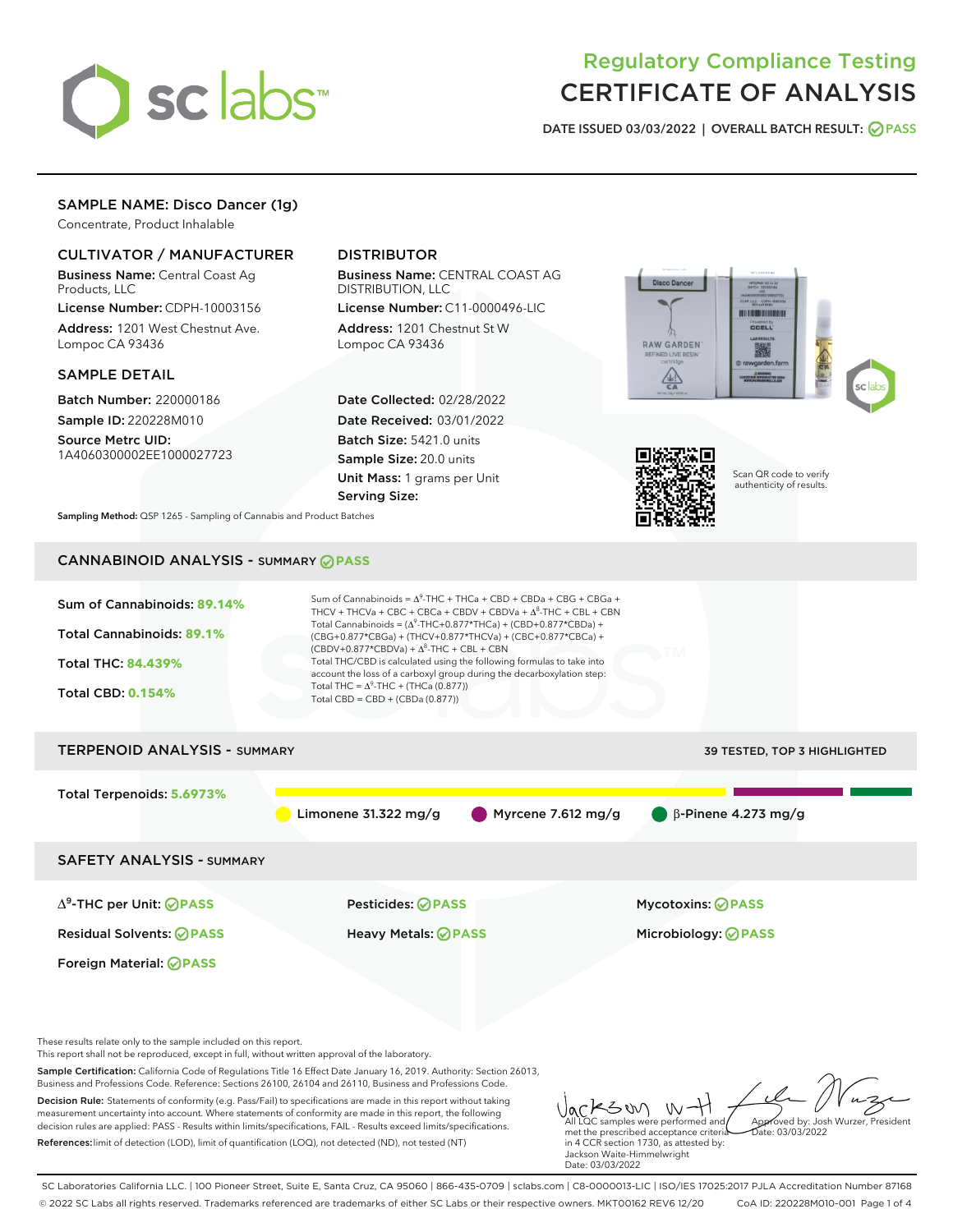# Regulatory Compliance Testing
# CERTIFICATE OF ANALYSIS

**DATE ISSUED 03/03/2022 | OVERALL BATCH RESULT: PASS**

## SAMPLE NAME: Disco Dancer (1g)

Concentrate, Product Inhalable

### CULTIVATOR / MANUFACTURER

**Business Name:** Central Coast Ag Products, LLC

**License Number:** CDPH-10003156

**Address:** 1201 West Chestnut Ave. Lompoc CA 93436

### DISTRIBUTOR

**Business Name:** CENTRAL COAST AG DISTRIBUTION, LLC

**License Number:** C11-0000496-LIC

**Address:** 1201 Chestnut St W Lompoc CA 93436

### SAMPLE DETAIL

**Batch Number:** 220000186

**Sample ID:** 220228M010

**Source Metrc UID:** 1A4060300002EE1000027723

**Date Collected:** 02/28/2022

**Date Received:** 03/01/2022

**Batch Size:** 5421.0 units

**Sample Size:** 20.0 units

**Unit Mass:** 1 grams per Unit

**Serving Size:**

Scan QR code to verify authenticity of results.

**Sampling Method:** QSP 1265 - Sampling of Cannabis and Product Batches

## CANNABINOID ANALYSIS - SUMMARY PASS

**Sum of Cannabinoids: 89.14%**

**Total Cannabinoids: 89.1%**

**Total THC: 84.439%**

**Total CBD: 0.154%**

Sum of Cannabinoids = $\Delta^9$-THC + THCa + CBD + CBDa + CBG + CBGa + THCV + THCVa + CBC + CBCa + CBDV + CBDVa + $\Delta^8$-THC + CBL + CBN

Total Cannabinoids = ($\Delta^9$-THC+0.877*THCa) + (CBD+0.877*CBDa) + (CBG+0.877*CBGa) + (THCV+0.877*THCVa) + (CBC+0.877*CBCa) + (CBDV+0.877*CBDVa) + $\Delta^8$-THC + CBL + CBN

Total THC/CBD is calculated using the following formulas to take into account the loss of a carboxyl group during the decarboxylation step:

Total THC = $\Delta^9$-THC + (THCa (0.877))

Total CBD = CBD + (CBDa (0.877))

## TERPENOID ANALYSIS - SUMMARY

39 TESTED, TOP 3 HIGHLIGHTED

**Total Terpenoids: 5.6973%**

Limonene 31.322 mg/g | Myrcene 7.612 mg/g | β-Pinene 4.273 mg/g

## SAFETY ANALYSIS - SUMMARY

| | | |
|---|---|---|
| $\Delta^9$-THC per Unit: PASS | Pesticides: PASS | Mycotoxins: PASS |
| Residual Solvents: PASS | Heavy Metals: PASS | Microbiology: PASS |
| Foreign Material: PASS | | |

These results relate only to the sample included on this report.
This report shall not be reproduced, except in full, without written approval of the laboratory.

**Sample Certification:** California Code of Regulations Title 16 Effect Date January 16, 2019. Authority: Section 26013, Business and Professions Code. Reference: Sections 26100, 26104 and 26110, Business and Professions Code.

**Decision Rule:** Statements of conformity (e.g. Pass/Fail) to specifications are made in this report without taking measurement uncertainty into account. Where statements of conformity are made in this report, the following decision rules are applied: PASS - Results within limits/specifications, FAIL - Results exceed limits/specifications.

**References:** limit of detection (LOD), limit of quantification (LOQ), not detected (ND), not tested (NT)

All LQC samples were performed and met the prescribed acceptance criteria in 4 CCR section 1730, as attested by: Jackson Waite-Himmelwright
Date: 03/03/2022

Approved by: Josh Wurzer, President
Date: 03/03/2022

SC Laboratories California LLC. | 100 Pioneer Street, Suite E, Santa Cruz, CA 95060 | 866-435-0709 | sclabs.com | C8-0000013-LIC | ISO/IES 17025:2017 PJLA Accreditation Number 87168
© 2022 SC Labs all rights reserved. Trademarks referenced are trademarks of either SC Labs or their respective owners. MKT00162 REV6 12/20 CoA ID: 220228M010-001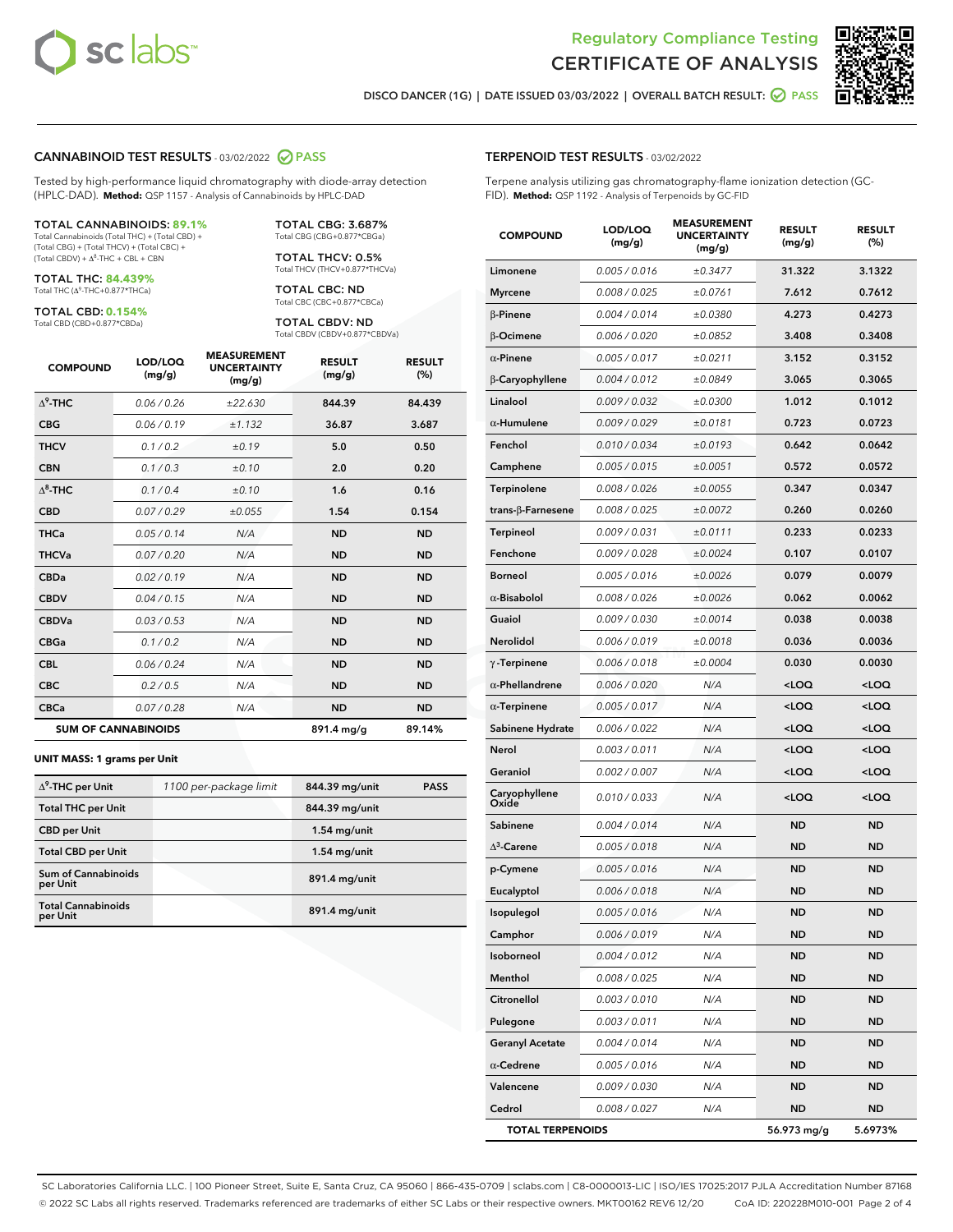Regulatory Compliance Testing
# CERTIFICATE OF ANALYSIS

DISCO DANCER (1G) | DATE ISSUED 03/03/2022 | OVERALL BATCH RESULT: PASS

## CANNABINOID TEST RESULTS - 03/02/2022 PASS

Tested by high-performance liquid chromatography with diode-array detection (HPLC-DAD). **Method:** QSP 1157 - Analysis of Cannabinoids by HPLC-DAD

**TOTAL CANNABINOIDS: 89.1%**
Total Cannabinoids (Total THC) + (Total CBD) + (Total CBG) + (Total THCV) + (Total CBC) + (Total CBDV) + Δ8-THC + CBL + CBN

**TOTAL THC: 84.439%**
Total THC (Δ9-THC+0.877*THCa)

**TOTAL CBD: 0.154%**
Total CBD (CBD+0.877*CBDa)

**TOTAL CBG: 3.687%**
Total CBG (CBG+0.877*CBGa)

**TOTAL THCV: 0.5%**
Total THCV (THCV+0.877*THCVa)

**TOTAL CBC: ND**
Total CBC (CBC+0.877*CBCa)

**TOTAL CBDV: ND**
Total CBDV (CBDV+0.877*CBDVa)

| COMPOUND | LOD/LOQ (mg/g) | MEASUREMENT UNCERTAINTY (mg/g) | RESULT (mg/g) | RESULT (%) |
|---|---|---|---|---|
| Δ9-THC | 0.06 / 0.26 | ±22.630 | 844.39 | 84.439 |
| CBG | 0.06 / 0.19 | ±1.132 | 36.87 | 3.687 |
| THCV | 0.1 / 0.2 | ±0.19 | 5.0 | 0.50 |
| CBN | 0.1 / 0.3 | ±0.10 | 2.0 | 0.20 |
| Δ8-THC | 0.1 / 0.4 | ±0.10 | 1.6 | 0.16 |
| CBD | 0.07 / 0.29 | ±0.055 | 1.54 | 0.154 |
| THCa | 0.05 / 0.14 | N/A | ND | ND |
| THCVa | 0.07 / 0.20 | N/A | ND | ND |
| CBDa | 0.02 / 0.19 | N/A | ND | ND |
| CBDV | 0.04 / 0.15 | N/A | ND | ND |
| CBDVa | 0.03 / 0.53 | N/A | ND | ND |
| CBGa | 0.1 / 0.2 | N/A | ND | ND |
| CBL | 0.06 / 0.24 | N/A | ND | ND |
| CBC | 0.2 / 0.5 | N/A | ND | ND |
| CBCa | 0.07 / 0.28 | N/A | ND | ND |
| **SUM OF CANNABINOIDS** | | | 891.4 mg/g | 89.14% |

**UNIT MASS: 1 grams per Unit**

| | | | |
|---|---|---|---|
| Δ9-THC per Unit | 1100 per-package limit | 844.39 mg/unit | PASS |
| Total THC per Unit | | 844.39 mg/unit | |
| CBD per Unit | | 1.54 mg/unit | |
| Total CBD per Unit | | 1.54 mg/unit | |
| Sum of Cannabinoids per Unit | | 891.4 mg/unit | |
| Total Cannabinoids per Unit | | 891.4 mg/unit | |

## TERPENOID TEST RESULTS - 03/02/2022

Terpene analysis utilizing gas chromatography-flame ionization detection (GC-FID). **Method:** QSP 1192 - Analysis of Terpenoids by GC-FID

| COMPOUND | LOD/LOQ (mg/g) | MEASUREMENT UNCERTAINTY (mg/g) | RESULT (mg/g) | RESULT (%) |
|---|---|---|---|---|
| Limonene | 0.005 / 0.016 | ±0.3477 | 31.322 | 3.1322 |
| Myrcene | 0.008 / 0.025 | ±0.0761 | 7.612 | 0.7612 |
| β-Pinene | 0.004 / 0.014 | ±0.0380 | 4.273 | 0.4273 |
| β-Ocimene | 0.006 / 0.020 | ±0.0852 | 3.408 | 0.3408 |
| α-Pinene | 0.005 / 0.017 | ±0.0211 | 3.152 | 0.3152 |
| β-Caryophyllene | 0.004 / 0.012 | ±0.0849 | 3.065 | 0.3065 |
| Linalool | 0.009 / 0.032 | ±0.0300 | 1.012 | 0.1012 |
| α-Humulene | 0.009 / 0.029 | ±0.0181 | 0.723 | 0.0723 |
| Fenchol | 0.010 / 0.034 | ±0.0193 | 0.642 | 0.0642 |
| Camphene | 0.005 / 0.015 | ±0.0051 | 0.572 | 0.0572 |
| Terpinolene | 0.008 / 0.026 | ±0.0055 | 0.347 | 0.0347 |
| trans-β-Farnesene | 0.008 / 0.025 | ±0.0072 | 0.260 | 0.0260 |
| Terpineol | 0.009 / 0.031 | ±0.0111 | 0.233 | 0.0233 |
| Fenchone | 0.009 / 0.028 | ±0.0024 | 0.107 | 0.0107 |
| Borneol | 0.005 / 0.016 | ±0.0026 | 0.079 | 0.0079 |
| α-Bisabolol | 0.008 / 0.026 | ±0.0026 | 0.062 | 0.0062 |
| Guaiol | 0.009 / 0.030 | ±0.0014 | 0.038 | 0.0038 |
| Nerolidol | 0.006 / 0.019 | ±0.0018 | 0.036 | 0.0036 |
| γ-Terpinene | 0.006 / 0.018 | ±0.0004 | 0.030 | 0.0030 |
| α-Phellandrene | 0.006 / 0.020 | N/A | <LOQ | <LOQ |
| α-Terpinene | 0.005 / 0.017 | N/A | <LOQ | <LOQ |
| Sabinene Hydrate | 0.006 / 0.022 | N/A | <LOQ | <LOQ |
| Nerol | 0.003 / 0.011 | N/A | <LOQ | <LOQ |
| Geraniol | 0.002 / 0.007 | N/A | <LOQ | <LOQ |
| Caryophyllene Oxide | 0.010 / 0.033 | N/A | <LOQ | <LOQ |
| Sabinene | 0.004 / 0.014 | N/A | ND | ND |
| Δ3-Carene | 0.005 / 0.018 | N/A | ND | ND |
| p-Cymene | 0.005 / 0.016 | N/A | ND | ND |
| Eucalyptol | 0.006 / 0.018 | N/A | ND | ND |
| Isopulegol | 0.005 / 0.016 | N/A | ND | ND |
| Camphor | 0.006 / 0.019 | N/A | ND | ND |
| Isoborneol | 0.004 / 0.012 | N/A | ND | ND |
| Menthol | 0.008 / 0.025 | N/A | ND | ND |
| Citronellol | 0.003 / 0.010 | N/A | ND | ND |
| Pulegone | 0.003 / 0.011 | N/A | ND | ND |
| Geranyl Acetate | 0.004 / 0.014 | N/A | ND | ND |
| α-Cedrene | 0.005 / 0.016 | N/A | ND | ND |
| Valencene | 0.009 / 0.030 | N/A | ND | ND |
| Cedrol | 0.008 / 0.027 | N/A | ND | ND |
| **TOTAL TERPENOIDS** | | | 56.973 mg/g | 5.6973% |

SC Laboratories California LLC. | 100 Pioneer Street, Suite E, Santa Cruz, CA 95060 | 866-435-0709 | sclabs.com | C8-0000013-LIC | ISO/IES 17025:2017 PJLA Accreditation Number 87168
© 2022 SC Labs all rights reserved. Trademarks referenced are trademarks of either SC Labs or their respective owners. MKT00162 REV6 12/20 CoA ID: 220228M010-001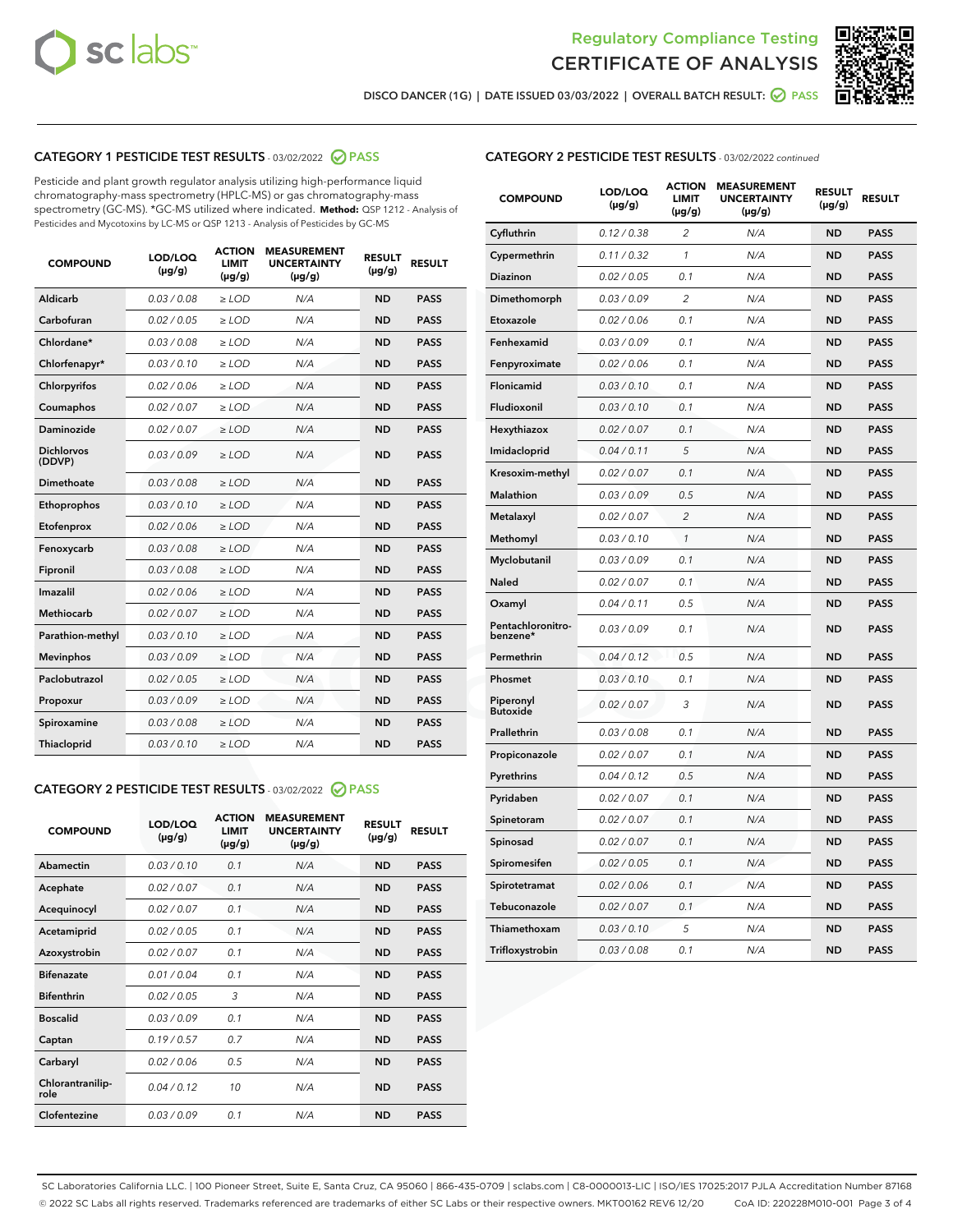Regulatory Compliance Testing
CERTIFICATE OF ANALYSIS

DISCO DANCER (1G) | DATE ISSUED 03/03/2022 | OVERALL BATCH RESULT: PASS

## CATEGORY 1 PESTICIDE TEST RESULTS - 03/02/2022 PASS

Pesticide and plant growth regulator analysis utilizing high-performance liquid chromatography-mass spectrometry (HPLC-MS) or gas chromatography-mass spectrometry (GC-MS). *GC-MS utilized where indicated. **Method:** QSP 1212 - Analysis of Pesticides and Mycotoxins by LC-MS or QSP 1213 - Analysis of Pesticides by GC-MS

| COMPOUND | LOD/LOQ (µg/g) | ACTION LIMIT (µg/g) | MEASUREMENT UNCERTAINTY (µg/g) | RESULT (µg/g) | RESULT |
|---|---|---|---|---|---|
| Aldicarb | 0.03 / 0.08 | ≥ LOD | N/A | ND | PASS |
| Carbofuran | 0.02 / 0.05 | ≥ LOD | N/A | ND | PASS |
| Chlordane* | 0.03 / 0.08 | ≥ LOD | N/A | ND | PASS |
| Chlorfenapyr* | 0.03 / 0.10 | ≥ LOD | N/A | ND | PASS |
| Chlorpyrifos | 0.02 / 0.06 | ≥ LOD | N/A | ND | PASS |
| Coumaphos | 0.02 / 0.07 | ≥ LOD | N/A | ND | PASS |
| Daminozide | 0.02 / 0.07 | ≥ LOD | N/A | ND | PASS |
| Dichlorvos (DDVP) | 0.03 / 0.09 | ≥ LOD | N/A | ND | PASS |
| Dimethoate | 0.03 / 0.08 | ≥ LOD | N/A | ND | PASS |
| Ethoprophos | 0.03 / 0.10 | ≥ LOD | N/A | ND | PASS |
| Etofenprox | 0.02 / 0.06 | ≥ LOD | N/A | ND | PASS |
| Fenoxycarb | 0.03 / 0.08 | ≥ LOD | N/A | ND | PASS |
| Fipronil | 0.03 / 0.08 | ≥ LOD | N/A | ND | PASS |
| Imazalil | 0.02 / 0.06 | ≥ LOD | N/A | ND | PASS |
| Methiocarb | 0.02 / 0.07 | ≥ LOD | N/A | ND | PASS |
| Parathion-methyl | 0.03 / 0.10 | ≥ LOD | N/A | ND | PASS |
| Mevinphos | 0.03 / 0.09 | ≥ LOD | N/A | ND | PASS |
| Paclobutrazol | 0.02 / 0.05 | ≥ LOD | N/A | ND | PASS |
| Propoxur | 0.03 / 0.09 | ≥ LOD | N/A | ND | PASS |
| Spiroxamine | 0.03 / 0.08 | ≥ LOD | N/A | ND | PASS |
| Thiacloprid | 0.03 / 0.10 | ≥ LOD | N/A | ND | PASS |

## CATEGORY 2 PESTICIDE TEST RESULTS - 03/02/2022 PASS

| COMPOUND | LOD/LOQ (µg/g) | ACTION LIMIT (µg/g) | MEASUREMENT UNCERTAINTY (µg/g) | RESULT (µg/g) | RESULT |
|---|---|---|---|---|---|
| Abamectin | 0.03 / 0.10 | 0.1 | N/A | ND | PASS |
| Acephate | 0.02 / 0.07 | 0.1 | N/A | ND | PASS |
| Acequinocyl | 0.02 / 0.07 | 0.1 | N/A | ND | PASS |
| Acetamiprid | 0.02 / 0.05 | 0.1 | N/A | ND | PASS |
| Azoxystrobin | 0.02 / 0.07 | 0.1 | N/A | ND | PASS |
| Bifenazate | 0.01 / 0.04 | 0.1 | N/A | ND | PASS |
| Bifenthrin | 0.02 / 0.05 | 3 | N/A | ND | PASS |
| Boscalid | 0.03 / 0.09 | 0.1 | N/A | ND | PASS |
| Captan | 0.19 / 0.57 | 0.7 | N/A | ND | PASS |
| Carbaryl | 0.02 / 0.06 | 0.5 | N/A | ND | PASS |
| Chlorantraniliprole | 0.04 / 0.12 | 10 | N/A | ND | PASS |
| Clofentezine | 0.03 / 0.09 | 0.1 | N/A | ND | PASS |
| Cyfluthrin | 0.12 / 0.38 | 2 | N/A | ND | PASS |
| Cypermethrin | 0.11 / 0.32 | 1 | N/A | ND | PASS |
| Diazinon | 0.02 / 0.05 | 0.1 | N/A | ND | PASS |
| Dimethomorph | 0.03 / 0.09 | 2 | N/A | ND | PASS |
| Etoxazole | 0.02 / 0.06 | 0.1 | N/A | ND | PASS |
| Fenhexamid | 0.03 / 0.09 | 0.1 | N/A | ND | PASS |
| Fenpyroximate | 0.02 / 0.06 | 0.1 | N/A | ND | PASS |
| Flonicamid | 0.03 / 0.10 | 0.1 | N/A | ND | PASS |
| Fludioxonil | 0.03 / 0.10 | 0.1 | N/A | ND | PASS |
| Hexythiazox | 0.02 / 0.07 | 0.1 | N/A | ND | PASS |
| Imidacloprid | 0.04 / 0.11 | 5 | N/A | ND | PASS |
| Kresoxim-methyl | 0.02 / 0.07 | 0.1 | N/A | ND | PASS |
| Malathion | 0.03 / 0.09 | 0.5 | N/A | ND | PASS |
| Metalaxyl | 0.02 / 0.07 | 2 | N/A | ND | PASS |
| Methomyl | 0.03 / 0.10 | 1 | N/A | ND | PASS |
| Myclobutanil | 0.03 / 0.09 | 0.1 | N/A | ND | PASS |
| Naled | 0.02 / 0.07 | 0.1 | N/A | ND | PASS |
| Oxamyl | 0.04 / 0.11 | 0.5 | N/A | ND | PASS |
| Pentachloronitrobenzene* | 0.03 / 0.09 | 0.1 | N/A | ND | PASS |
| Permethrin | 0.04 / 0.12 | 0.5 | N/A | ND | PASS |
| Phosmet | 0.03 / 0.10 | 0.1 | N/A | ND | PASS |
| Piperonyl Butoxide | 0.02 / 0.07 | 3 | N/A | ND | PASS |
| Prallethrin | 0.03 / 0.08 | 0.1 | N/A | ND | PASS |
| Propiconazole | 0.02 / 0.07 | 0.1 | N/A | ND | PASS |
| Pyrethrins | 0.04 / 0.12 | 0.5 | N/A | ND | PASS |
| Pyridaben | 0.02 / 0.07 | 0.1 | N/A | ND | PASS |
| Spinetoram | 0.02 / 0.07 | 0.1 | N/A | ND | PASS |
| Spinosad | 0.02 / 0.07 | 0.1 | N/A | ND | PASS |
| Spiromesifen | 0.02 / 0.05 | 0.1 | N/A | ND | PASS |
| Spirotetramat | 0.02 / 0.06 | 0.1 | N/A | ND | PASS |
| Tebuconazole | 0.02 / 0.07 | 0.1 | N/A | ND | PASS |
| Thiamethoxam | 0.03 / 0.10 | 5 | N/A | ND | PASS |
| Trifloxystrobin | 0.03 / 0.08 | 0.1 | N/A | ND | PASS |

SC Laboratories California LLC. | 100 Pioneer Street, Suite E, Santa Cruz, CA 95060 | 866-435-0709 | sclabs.com | C8-0000013-LIC | ISO/IES 17025:2017 PJLA Accreditation Number 87168
© 2022 SC Labs all rights reserved. Trademarks referenced are trademarks of either SC Labs or their respective owners. MKT00162 REV6 12/20 CoA ID: 220228M010-001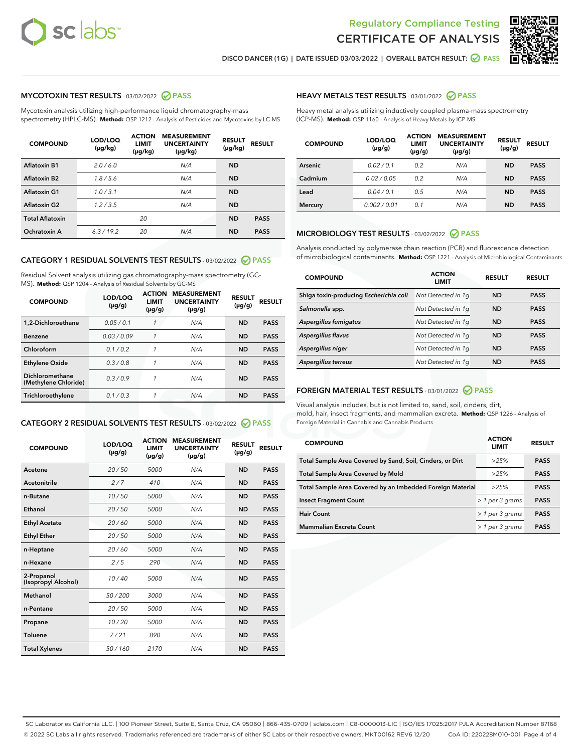# Regulatory Compliance Testing
# CERTIFICATE OF ANALYSIS

DISCO DANCER (1G) | DATE ISSUED 03/03/2022 | OVERALL BATCH RESULT: PASS

## MYCOTOXIN TEST RESULTS - 03/02/2022 PASS

Mycotoxin analysis utilizing high-performance liquid chromatography-mass spectrometry (HPLC-MS). **Method:** QSP 1212 - Analysis of Pesticides and Mycotoxins by LC-MS

| COMPOUND | LOD/LOQ (µg/kg) | ACTION LIMIT (µg/kg) | MEASUREMENT UNCERTAINTY (µg/kg) | RESULT (µg/kg) | RESULT |
|---|---|---|---|---|---|
| Aflatoxin B1 | 2.0 / 6.0 | | N/A | ND | |
| Aflatoxin B2 | 1.8 / 5.6 | | N/A | ND | |
| Aflatoxin G1 | 1.0 / 3.1 | | N/A | ND | |
| Aflatoxin G2 | 1.2 / 3.5 | | N/A | ND | |
| Total Aflatoxin | | 20 | | ND | PASS |
| Ochratoxin A | 6.3 / 19.2 | 20 | N/A | ND | PASS |

## CATEGORY 1 RESIDUAL SOLVENTS TEST RESULTS - 03/02/2022 PASS

Residual Solvent analysis utilizing gas chromatography-mass spectrometry (GC-MS). **Method:** QSP 1204 - Analysis of Residual Solvents by GC-MS

| COMPOUND | LOD/LOQ (µg/g) | ACTION LIMIT (µg/g) | MEASUREMENT UNCERTAINTY (µg/g) | RESULT (µg/g) | RESULT |
|---|---|---|---|---|---|
| 1,2-Dichloroethane | 0.05 / 0.1 | 1 | N/A | ND | PASS |
| Benzene | 0.03 / 0.09 | 1 | N/A | ND | PASS |
| Chloroform | 0.1 / 0.2 | 1 | N/A | ND | PASS |
| Ethylene Oxide | 0.3 / 0.8 | 1 | N/A | ND | PASS |
| Dichloromethane (Methylene Chloride) | 0.3 / 0.9 | 1 | N/A | ND | PASS |
| Trichloroethylene | 0.1 / 0.3 | 1 | N/A | ND | PASS |

## CATEGORY 2 RESIDUAL SOLVENTS TEST RESULTS - 03/02/2022 PASS

| COMPOUND | LOD/LOQ (µg/g) | ACTION LIMIT (µg/g) | MEASUREMENT UNCERTAINTY (µg/g) | RESULT (µg/g) | RESULT |
|---|---|---|---|---|---|
| Acetone | 20 / 50 | 5000 | N/A | ND | PASS |
| Acetonitrile | 2 / 7 | 410 | N/A | ND | PASS |
| n-Butane | 10 / 50 | 5000 | N/A | ND | PASS |
| Ethanol | 20 / 50 | 5000 | N/A | ND | PASS |
| Ethyl Acetate | 20 / 60 | 5000 | N/A | ND | PASS |
| Ethyl Ether | 20 / 50 | 5000 | N/A | ND | PASS |
| n-Heptane | 20 / 60 | 5000 | N/A | ND | PASS |
| n-Hexane | 2 / 5 | 290 | N/A | ND | PASS |
| 2-Propanol (Isopropyl Alcohol) | 10 / 40 | 5000 | N/A | ND | PASS |
| Methanol | 50 / 200 | 3000 | N/A | ND | PASS |
| n-Pentane | 20 / 50 | 5000 | N/A | ND | PASS |
| Propane | 10 / 20 | 5000 | N/A | ND | PASS |
| Toluene | 7 / 21 | 890 | N/A | ND | PASS |
| Total Xylenes | 50 / 160 | 2170 | N/A | ND | PASS |

## HEAVY METALS TEST RESULTS - 03/01/2022 PASS

Heavy metal analysis utilizing inductively coupled plasma-mass spectrometry (ICP-MS). **Method:** QSP 1160 - Analysis of Heavy Metals by ICP-MS

| COMPOUND | LOD/LOQ (µg/g) | ACTION LIMIT (µg/g) | MEASUREMENT UNCERTAINTY (µg/g) | RESULT (µg/g) | RESULT |
|---|---|---|---|---|---|
| Arsenic | 0.02 / 0.1 | 0.2 | N/A | ND | PASS |
| Cadmium | 0.02 / 0.05 | 0.2 | N/A | ND | PASS |
| Lead | 0.04 / 0.1 | 0.5 | N/A | ND | PASS |
| Mercury | 0.002 / 0.01 | 0.1 | N/A | ND | PASS |

## MICROBIOLOGY TEST RESULTS - 03/02/2022 PASS

Analysis conducted by polymerase chain reaction (PCR) and fluorescence detection of microbiological contaminants. **Method:** QSP 1221 - Analysis of Microbiological Contaminants

| COMPOUND | ACTION LIMIT | RESULT | RESULT |
|---|---|---|---|
| Shiga toxin-producing *Escherichia coli* | Not Detected in 1g | ND | PASS |
| *Salmonella* spp. | Not Detected in 1g | ND | PASS |
| *Aspergillus fumigatus* | Not Detected in 1g | ND | PASS |
| *Aspergillus flavus* | Not Detected in 1g | ND | PASS |
| *Aspergillus niger* | Not Detected in 1g | ND | PASS |
| *Aspergillus terreus* | Not Detected in 1g | ND | PASS |

## FOREIGN MATERIAL TEST RESULTS - 03/01/2022 PASS

Visual analysis includes, but is not limited to, sand, soil, cinders, dirt, mold, hair, insect fragments, and mammalian excreta. **Method:** QSP 1226 - Analysis of Foreign Material in Cannabis and Cannabis Products

| COMPOUND | ACTION LIMIT | RESULT |
|---|---|---|
| Total Sample Area Covered by Sand, Soil, Cinders, or Dirt | >25% | PASS |
| Total Sample Area Covered by Mold | >25% | PASS |
| Total Sample Area Covered by an Imbedded Foreign Material | >25% | PASS |
| Insect Fragment Count | > 1 per 3 grams | PASS |
| Hair Count | > 1 per 3 grams | PASS |
| Mammalian Excreta Count | > 1 per 3 grams | PASS |

SC Laboratories California LLC. | 100 Pioneer Street, Suite E, Santa Cruz, CA 95060 | 866-435-0709 | sclabs.com | C8-0000013-LIC | ISO/IES 17025:2017 PJLA Accreditation Number 87168
© 2022 SC Labs all rights reserved. Trademarks referenced are trademarks of either SC Labs or their respective owners. MKT00162 REV6 12/20 CoA ID: 220228M010-001